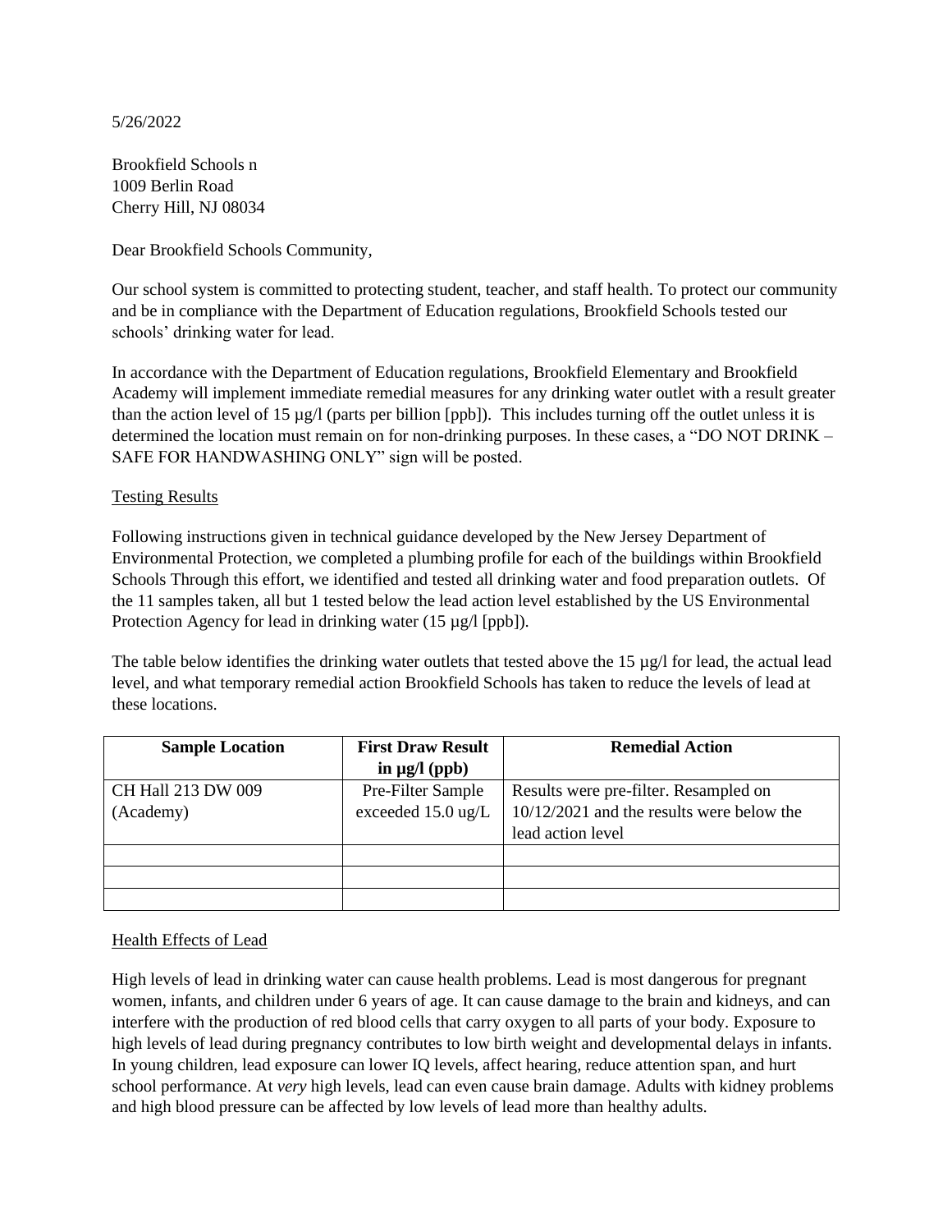5/26/2022

Brookfield Schools n
1009 Berlin Road
Cherry Hill, NJ 08034

Dear Brookfield Schools Community,

Our school system is committed to protecting student, teacher, and staff health. To protect our community and be in compliance with the Department of Education regulations, Brookfield Schools tested our schools' drinking water for lead.

In accordance with the Department of Education regulations, Brookfield Elementary and Brookfield Academy will implement immediate remedial measures for any drinking water outlet with a result greater than the action level of 15 µg/l (parts per billion [ppb]). This includes turning off the outlet unless it is determined the location must remain on for non-drinking purposes. In these cases, a "DO NOT DRINK – SAFE FOR HANDWASHING ONLY" sign will be posted.

<u>Testing Results</u>

Following instructions given in technical guidance developed by the New Jersey Department of Environmental Protection, we completed a plumbing profile for each of the buildings within Brookfield Schools Through this effort, we identified and tested all drinking water and food preparation outlets. Of the 11 samples taken, all but 1 tested below the lead action level established by the US Environmental Protection Agency for lead in drinking water (15 µg/l [ppb]).

The table below identifies the drinking water outlets that tested above the 15 µg/l for lead, the actual lead level, and what temporary remedial action Brookfield Schools has taken to reduce the levels of lead at these locations.

| **Sample Location** | **First Draw Result in µg/l (ppb)** | **Remedial Action** |
|---|---|---|
| CH Hall 213 DW 009 (Academy) | Pre-Filter Sample exceeded 15.0 ug/L | Results were pre-filter. Resampled on 10/12/2021 and the results were below the lead action level |
| | | |
| | | |
| | | |

<u>Health Effects of Lead</u>

High levels of lead in drinking water can cause health problems. Lead is most dangerous for pregnant women, infants, and children under 6 years of age. It can cause damage to the brain and kidneys, and can interfere with the production of red blood cells that carry oxygen to all parts of your body. Exposure to high levels of lead during pregnancy contributes to low birth weight and developmental delays in infants. In young children, lead exposure can lower IQ levels, affect hearing, reduce attention span, and hurt school performance. At *very* high levels, lead can even cause brain damage. Adults with kidney problems and high blood pressure can be affected by low levels of lead more than healthy adults.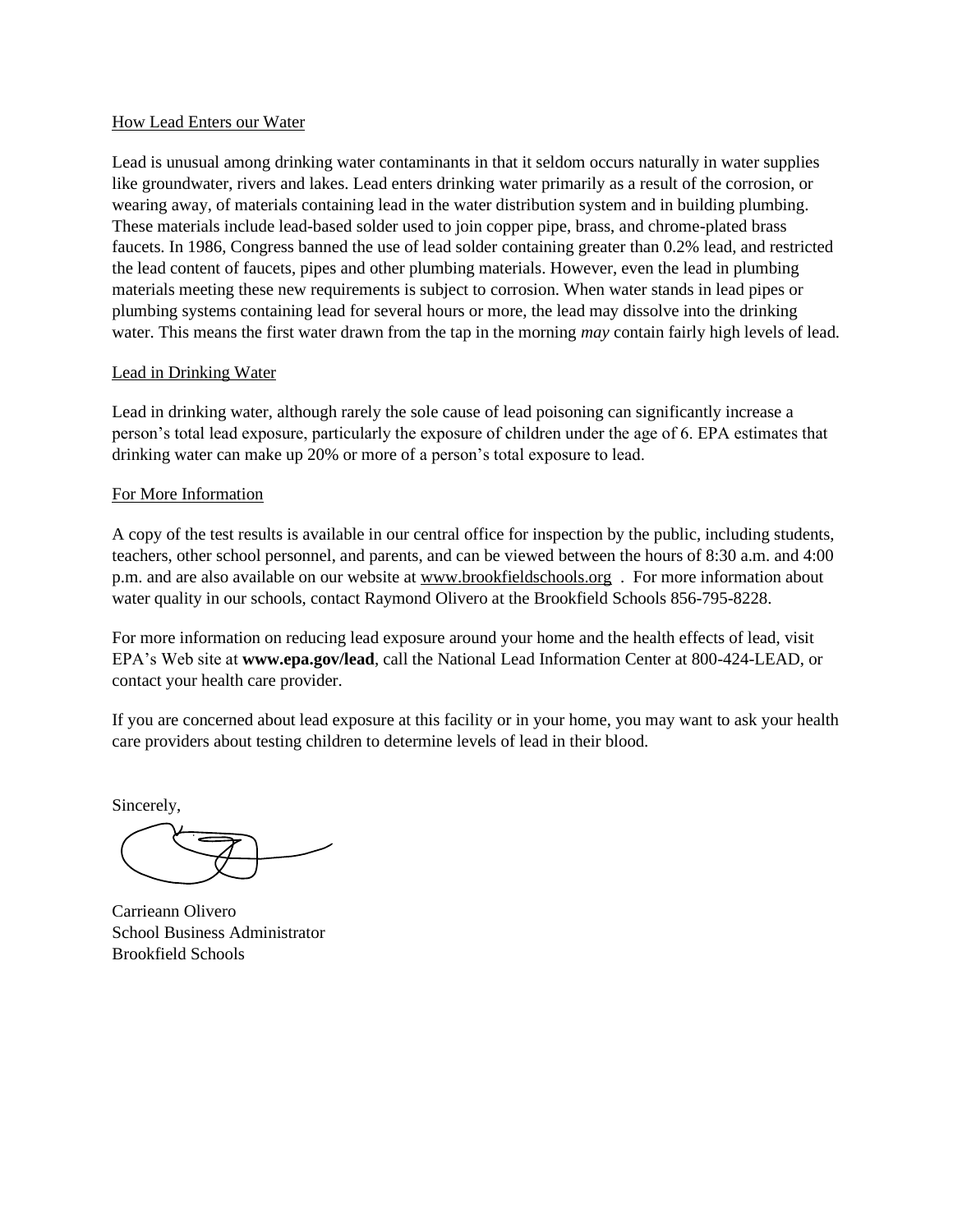## How Lead Enters our Water

Lead is unusual among drinking water contaminants in that it seldom occurs naturally in water supplies like groundwater, rivers and lakes. Lead enters drinking water primarily as a result of the corrosion, or wearing away, of materials containing lead in the water distribution system and in building plumbing. These materials include lead-based solder used to join copper pipe, brass, and chrome-plated brass faucets. In 1986, Congress banned the use of lead solder containing greater than 0.2% lead, and restricted the lead content of faucets, pipes and other plumbing materials. However, even the lead in plumbing materials meeting these new requirements is subject to corrosion. When water stands in lead pipes or plumbing systems containing lead for several hours or more, the lead may dissolve into the drinking water. This means the first water drawn from the tap in the morning *may* contain fairly high levels of lead.

## Lead in Drinking Water

Lead in drinking water, although rarely the sole cause of lead poisoning can significantly increase a person's total lead exposure, particularly the exposure of children under the age of 6. EPA estimates that drinking water can make up 20% or more of a person's total exposure to lead.

## For More Information

A copy of the test results is available in our central office for inspection by the public, including students, teachers, other school personnel, and parents, and can be viewed between the hours of 8:30 a.m. and 4:00 p.m. and are also available on our website at www.brookfieldschools.org . For more information about water quality in our schools, contact Raymond Olivero at the Brookfield Schools 856-795-8228.

For more information on reducing lead exposure around your home and the health effects of lead, visit EPA's Web site at **www.epa.gov/lead**, call the National Lead Information Center at 800-424-LEAD, or contact your health care provider.

If you are concerned about lead exposure at this facility or in your home, you may want to ask your health care providers about testing children to determine levels of lead in their blood.

Sincerely,

Carrieann Olivero
School Business Administrator
Brookfield Schools